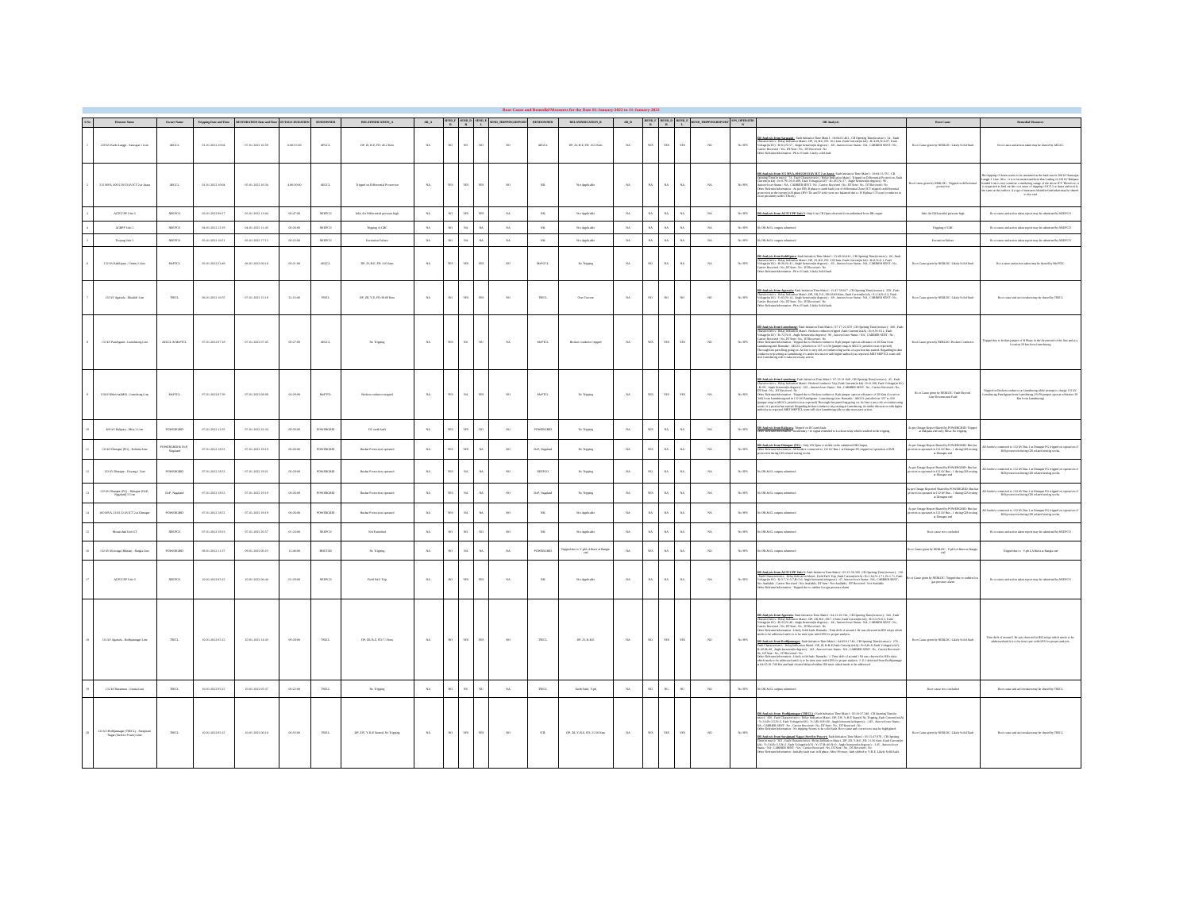# Root Cause and Remedial Measures for the Date 01-January-2022 to 31-January-2022

| S.No | Element Name | Owner Name | Tripping Date and Time | RESTORATION Date and Time | OUTAGE DURATION | SENDOWNER | RELAYINDICATION_A | AR_A | SEND_FIR_A | SEND_DR_A | SEND_EL | SEND_TRIPPINGREPORT | RENDOWNER | RELAYINDICATION_B | AR_B | REND_FIR_B | REND_DR_B | REND_EL | REND_TRIPPINGREPORT | SPS_OPERATED/N | DR Analysis | Root Cause | Remedial Measures |
|---|---|---|---|---|---|---|---|---|---|---|---|---|---|---|---|---|---|---|---|---|---|---|---|
| 1 | 220 kV Karbi Langpi - Sarusajai 1 Line | AEGCL | 01.01.2022 10:04 | 07.01.2022 16:59 | 6:06:55:00 | AEGCL | DP, Z1, B-E, FD: 46.2 Kms | NA | NO | NO | NO | NO | AEGCL | DP, Z1, B-E, FD: 16.5 Kms | NA | YES | YES | YES | NO | No SPS | DR Analysis from Sarusajai: ... Likely B-Earth fault | Root Cause given by NERLDC: Likely B-Earth fault | Root cause and action taken may be shared by AEGCL |
| 2 | 132 MVA, 400/220/33 kV ICT-2 at Azara | AEGCL | 01.01.2022 10:04 | 05.01.2022 16:34 | 4:06:30:00 | AEGCL | Tripped on Differential Protection | NA | YES | YES | YES | NO | NIL | Not Applicable | NA | NA | NA | NA | NA | No SPS | DR Analysis from 315 MVA, 400/220/33 kV ICT-2 at Azara: ... | Root Cause given by NERLDC: Tripped on differential protection | The tripping of Azara ICT-2 is to be ... |
| 3 | AGTCCPP Unit 3 | NEEPCO | 03.01.2022 06:17 | 03.01.2022 13:04 | 06:47:00 | NEEPCO | Inlet Air Differential pressure high | NA | NO | YES | YES | NA | NIL | Not Applicable | NA | NA | NA | NA | NA | No SPS | DR Analysis from AGTCCPP Unit 3: Only Unit CB Open observed from submitted from DR output | Inlet Air Differential pressure High | Root cause and action taken report may be submitted by NEEPCO |
| 4 | AGBPP Unit 2 | NEEPCO | 04.01.2022 11:19 | 04.01.2022 11:45 | 00:26:00 | NEEPCO | Tripping of GBC | NA | NO | NA | NA | NA | NIL | Not Applicable | NA | NA | NA | NA | NA | No SPS | No DR & EL outputs submitted | Tripping of GBC | Root cause and action taken report may be submitted by NEEPCO |
| 5 | Doyang Unit 2 | NEEPCO | 05.01.2022 16:51 | 05.01.2022 17:13 | 00:22:00 | NEEPCO | Excitation Failure | NA | NO | NA | NA | NA | NIL | Not Applicable | NA | NA | NA | NA | NA | No SPS | No DR & EL outputs submitted | Excitation Failure | Root cause and action taken report may be submitted by NEEPCO |
| 6 | 132 kV Kahilipara - Umtru 2 Line | MePTCL | 05.01.2022 23:49 | 06.01.2022 00:10 | 00:21:00 | AEGCL | DP, Z1, B-E, FD: 1.03 kms | NA | YES | YES | YES | NO | MePTCL | No Tripping | NA | NO | NA | NA | NA | No SPS | DR Analysis from Kahilipara: ... | Root Cause given by NERLDC: Likely B-Earth fault | Root cause and action taken may be shared by MePTCL |
| 7 | 132 kV Agartala - Dhalabil Line | TSECL | 06.01.2022 10:55 | 07.01.2022 11:18 | 1:00:23:00 | TSECL | DP, Z1, Y-E, FD: 30.08 Kms | NA | NO | YES | YES | NO | TSECL | Over Current | NA | NO | NO | NO | NO | No SPS | DR Analysis from Agartala: ... | Root Cause given by NERLDC: Likely Y-Earth fault | Root cause and action taken may be shared by TSECL |
| 8 | 132 kV Panchgram - Lumshnong Line | AEGCL & MePTCL | 07.01.2022 07:43 | 07.01.2022 07:45 | 00:27:00 | AEGCL | No Tripping | NA | YES | NO | NO | NO | MePTCL | Broken conductor tripped | NA | NO | YES | YES | NA | No SPS | DR Analysis from Lumshnong: ... | Root Cause given by NERLDC: Broken Conductor | Tripped due to broken jumper of B Phase in the ... |
| 9 | 132kV Khliehriat(ME) - Lumshnong Line | MePTCL | 07.01.2022 07:39 | 07.01.2022 08:08 | 00:29:00 | MePTCL | Broken conductor tripped | NA | YES | NA | YES | NO | MePTCL | No Tripping | NA | NA | NA | NA | NA | No SPS | DR Analysis from Lumshnong: ... | Root Cause given by NERLDC: Fault Beyond Line/Downstream Fault | Tripped on broken conductor at Lumshnong ... |
| 10 | 400 kV Balipara - Misa 1 Line | POWERGRID | 07.01.2022 13:35 | 07.01.2022 22:34 | 08:59:00 | POWERGRID | DC earth fault | NA | YES | YES | NO | NO | POWERGRID | No Tripping | NA | YES | NA | NA | NA | No SPS | DR Analysis from Balipara: Tripped on DC earth fault ... | As per Outage Report Shared by POWERGRID: Tripped at Balipara end only ... | |
| 11 | 132 kV Dimapur (PG) - Kohima Line | POWERGRID & DoP, Nagaland | 07.01.2022 18:55 | 07.01.2022 19:19 | 00:20:00 | POWERGRID | Busbar Protection operated | NA | YES | YES | NA | NO | DoP, Nagaland | No Tripping | NA | YES | NA | NA | NA | No SPS | DR Analysis from Dimapur (PG): ... | As per Outage Report Shared by POWERGRID: Busbar protection operated at 132 kV Bus-1 during GIS testing at Dimapur end | All feeders connected to 132 kV Bus-1 at Dimapur PG tripped on operation of BB protection during GIS related testing works. |
| 12 | 132 kV Dimapur - Doyang 1 Line | POWERGRID | 07.01.2022 18:55 | 07.01.2022 19:21 | 00:20:00 | POWERGRID | Busbar Protection operated | NA | YES | NA | NA | NO | NEEPCO | No Tripping | NA | NO | NA | NA | NA | No SPS | No DR & EL outputs submitted | As per Outage Report Shared by POWERGRID: Busbar protection operated at 132 kV Bus-1 during GIS testing at Dimapur end | All feeders connected to 132 kV Bus-1 at Dimapur PG tripped on operation of BB protection during GIS related testing works. |
| 13 | 132 kV Dimapur (PG) - Dimapur (DoP, Nagaland) 2 Line | DoP, Nagaland | 07.01.2022 18:55 | 07.01.2022 19:19 | 00:20:00 | POWERGRID | Busbar Protection operated | NA | YES | NA | NA | NO | DoP, Nagaland | No Tripping | NA | YES | NA | NA | NA | No SPS | No DR & EL outputs submitted | As per Outage Report Shared by POWERGRID: Busbar protection operated at 132 kV Bus-1 during GIS testing at Dimapur end | All feeders connected to 132 kV Bus-1 at Dimapur PG tripped on operation of BB protection during GIS related testing works. |
| 14 | 60 MVA, 220/132 kV ICT-2 at Dimapur | POWERGRID | 07.01.2022 18:55 | 07.01.2022 19:19 | 00:20:00 | POWERGRID | Busbar Protection operated | NA | YES | NA | NA | NO | NIL | Not Applicable | NA | NA | NA | NA | NA | No SPS | No DR & EL outputs submitted | As per Outage Report Shared by POWERGRID: Busbar protection operated at 132 kV Bus-1 during GIS testing at Dimapur end | All feeders connected to 132 kV Bus-1 at Dimapur PG tripped on operation of BB protection during GIS related testing works. |
| 15 | Monarchak Unit GT | NEEPCO | 07.01.2022 19:55 | 07.01.2022 20:57 | 01:02:00 | NEEPCO | Not Furnished | NA | NO | NO | NO | NO | NIL | Not Applicable | NA | NA | NA | NA | NA | No SPS | No DR & EL outputs submitted | Root cause not concluded | Root cause and action taken report may be submitted by NEEPCO |
| 16 | 132 kV Motanga (Bhutan) - Rangia Line | POWERGRID | 08.01.2022 11:37 | 09.01.2022 00:21 | 12:46:00 | BHUTAN | No Tripping | NA | NO | NA | NA | NA | POWERGRID | Tripped due to Y-ph LA Burst at Rangia end | NA | YES | NA | NA | NA | No SPS | No DR & EL outputs submitted | Root Cause given by NERLDC: Y-ph LA Burst at Rangia end | Tripped due to Y-ph LA Burst at Rangia end |
| 17 | AGTCCPP Unit 3 | NEEPCO | 10.01.2022 05:15 | 10.01.2022 06:44 | 01:29:00 | NEEPCO | Field Fail Trip | NA | NO | YES | YES | NO | NIL | Not Applicable | NA | NA | NA | NA | NA | No SPS | DR Analysis from AGTCCPP Unit 3: ... | Root Cause given by NERLDC: Tripped due to sudden low gas pressure alarm | Root cause and action taken report may be submitted by NEEPCO |
| 18 | 132 kV Agartala - Rodhpanagar Line | TSECL | 10.01.2022 05:15 | 10.01.2022 14:45 | 09:30:00 | TSECL | DP, Z1, B-E, FD: 7.1 Kms | NA | NO | YES | YES | NO | TSECL | DP, Z1, B-E | NA | NO | YES | YES | NO | No SPS | DR Analysis from Agartala: ... DR Analysis from Rodhpanagar: ... | Root Cause given by NERLDC: Likely B-Earth fault | Time drift of around 1 Hr was observed in DR relays which needs to be addressed and it is to be time sync with GPS for proper analysis. |
| 19 | 132 kV Baramura - Jirania Line | TSECL | 10.01.2022 05:15 | 10.01.2022 05:37 | 00:22:00 | TSECL | No Tripping | NA | NO | NO | NO | NA | TSECL | Earth Fault, Y-ph | NA | NO | NO | NO | NO | No SPS | No DR & EL outputs submitted | Root cause not concluded | Root cause and action taken may be shared by TSECL |
| 20 | 132 kV Rodhpanagar (TSECL) - Surajmani Nagar (NetEco Power) Line | TSECL | 10.01.2022 05:15 | 10.01.2022 06:10 | 00:55:00 | TSECL | DP, Z1, Y-B-E Started, No Tripping | NA | NO | YES | YES | NO | NTL | DP, Z1, Y-B-E, FD: 21.56 Kms | NA | NO | YES | YES | NO | No SPS | DR Analysis from Rodhpanagar (TSECL): ... DR Analysis from Surajmani Nagar (NetEco Power): ... | Root Cause given by NERLDC: Likely Y-B-Earth fault | Root cause and action taken may be shared by TSECL |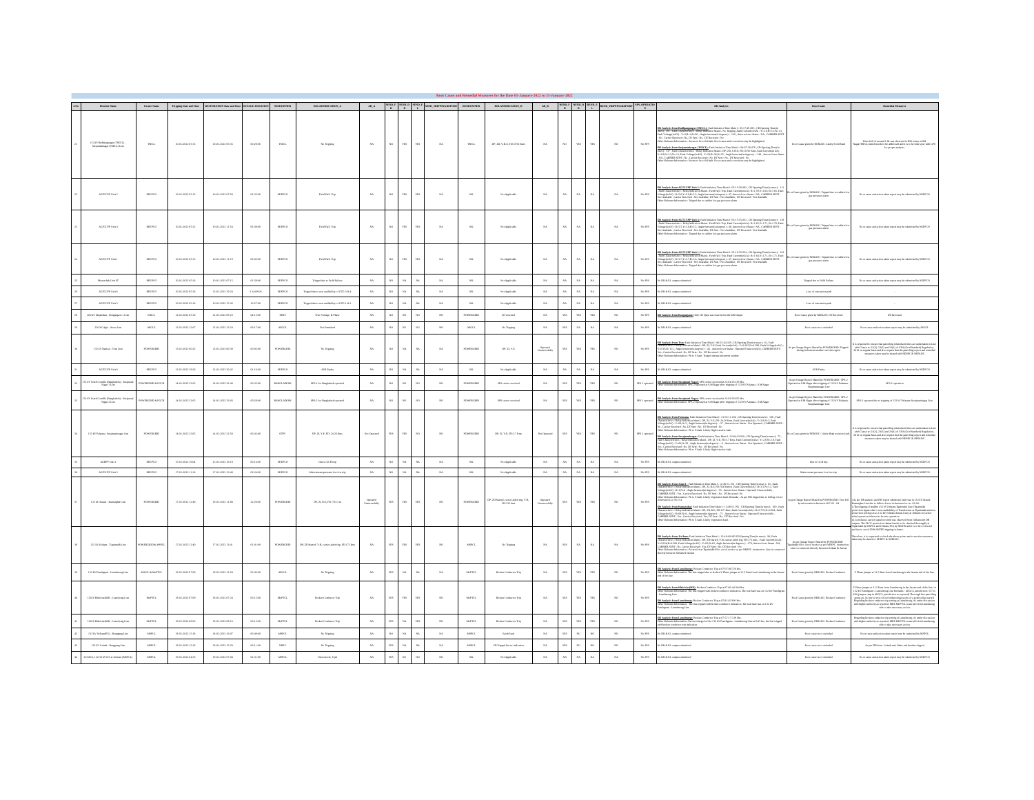# Root Cause and Remedial Measures for the Date 01-January-2022 to 31-January-2022

| S.No | Element Name | Owner Name | Tripping Date and Time | RESTORATION Date and Time | OUTAGE DURATION | SENDOWNER | RELAYINDICATION_A | AR_A | SEND_FIR | SEND_DR | SEND_EL | SEND_TRIPPINGREPORT | RENDOWNER | RELAYINDICATION_B | AR_B | REND_FIR | REND_DR | REND_EL | REND_TRIPPINGREPORT | SPS_OPERATION | DR Analysis | Root Cause | Remedial Measures |
|---|---|---|---|---|---|---|---|---|---|---|---|---|---|---|---|---|---|---|---|---|---|---|---|
| 21 | 132 kV Budhjungnagar (TSECL) - Surjamaninagar (TSECL) Line | TSECL | 10-01-2022 05:15 | 10-01-2022 05:35 | 00:20:00 | TSECL | No Tripping | NA | NO | YES | YES | NA | TSECL | DP, ZII, Y-B-E, FD 10.95 Kms | NA | NO | YES | YES | NO | No SPS | DR Analysis from Budhjungnagar (TSECL): Fault Initiation Time Main1 ... Other Relevant Information: Seems to be solid fault. Root cause and corrective actions may be highlighted. DR Analysis from Surjamaninagar (TSECL): Fault Initiation Time Main1 ... Other Relevant Information: Seems to be solid fault. Root cause and corrective actions may be highlighted. | Root Cause given by NERLDC: Likely Solid fault | Time drift of around 1 hr was observed in BDJ relay at SM Nagar (TSECL) which needs to be addressed and it is to be time-sync with GPS for proper analysis. |
| 22 | AGTCCPP Unit 2 | NEEPCO | 10-01-2022 07:15 | 10-01-2022 07:50 | 00:35:00 | NEEPCO | Field Fail Trip | NA | NO | YES | YES | NA | NIL | Not Applicable | NA | NA | NA | NA | NA | No SPS | DR Analysis from AGTCCPP Unit 2: ... Other Relevant Information: Tripped due to sudden low gas pressure alarm | Root Cause given by NERLDC: Tripped due to sudden low gas pressure alarm | Root cause and action taken report may be submitted by NEEPCO |
| 23 | AGTCCPP Unit 4 | NEEPCO | 10-01-2022 07:15 | 10-01-2022 11:54 | 04:39:00 | NEEPCO | Field Fail Trip | NA | NO | YES | YES | NA | NIL | Not Applicable | NA | NA | NA | NA | NA | No SPS | DR Analysis from AGTCCPP Unit 4: ... Other Relevant Information: Tripped due to sudden low gas pressure alarm | Root Cause given by NERLDC: Tripped due to sudden low gas pressure alarm | Root cause and action taken report may be submitted by NEEPCO |
| 24 | AGTCCPP Unit 1 | NEEPCO | 10-01-2022 07:15 | 10-01-2022 13:18 | 06:03:00 | NEEPCO | Field Fail Trip | NA | NO | YES | YES | NA | NIL | Not Applicable | NA | NA | NA | NA | NA | No SPS | DR Analysis from AGTCCPP Unit 1: ... Other Relevant Information: Tripped due to sudden low gas pressure alarm | Root Cause given by NERLDC: Tripped due to sudden low gas pressure alarm | Root cause and action taken report may be submitted by NEEPCO |
| 25 | Monarchak Unit ST | NEEPCO | 10-01-2022 05:16 | 10-01-2022 07:15 | 01:59:00 | NEEPCO | Tripped due to Field failure | NA | NO | NA | NA | NA | NIL | Not Applicable | NA | NA | NA | NA | NA | No SPS | No DR & EL outputs submitted | Tripped due to Field Failure | Root cause and action taken report may be submitted by NEEPCO |
| 26 | AGTCCPP Unit 6 | NEEPCO | 10-01-2022 05:16 | 11-01-2022 19:24 | 1.14:09:00 | NEEPCO | Tripped due to non availability of GTG 2 & 4 | NA | NO | NA | NA | NA | NIL | Not Applicable | NA | NA | NA | NA | NA | No SPS | No DR & EL outputs submitted | Loss of evacuation path | - |
| 27 | AGTCCPP Unit 5 | NEEPCO | 10-01-2022 05:16 | 10-01-2022 15:43 | 10:27:00 | NEEPCO | Tripped due to non availability of GTG 1 & 2 | NA | NO | NA | NA | NA | NIL | Not Applicable | NA | NA | NA | NA | NA | No SPS | No DR & EL outputs submitted | Loss of evacuation path | - |
| 28 | 400 kV Alipurduar - Bongaigaon 1 Line | ENICL | 11-01-2022 05:10 | 11-01-2022 09:23 | 04:13:00 | ERTS | Over Voltage, B Phase | NA | NO | NO | NO | NO | POWERGRID | DT received | NA | YES | YES | YES | NO | No SPS | DR Analysis from Bongaigaon: Only CB Open was observed in the DR Output | Root Cause given by NERLDC: DT Received | DT Received |
| 29 | 220 kV Agia - Azara Line | AEGCL | 12-01-2022 12:07 | 12-01-2022 12:24 | 00:17:00 | AEGCL | Not Furnished | NA | NO | NO | NO | NO | AEGCL | No Tripping | NA | YES | NA | NA | NA | No SPS | No DR & EL outputs submitted | Root cause not concluded | Root cause and action taken report may be submitted by AEGCL |
| 30 | 132 kV Namsai - Tezu Line | POWERGRID | 13-01-2022 00:22 | 13-01-2022 00:30 | 00:08:00 | POWERGRID | No Tripping | NA | NO | NA | NA | NA | POWERGRID | DP, Z2, Y-E | Operated Unsuccessfully | YES | YES | YES | NO | No SPS | DR Analysis from Tezu: Fault Initiation Time Main1 ... Other Relevant Information: Pb to E fault. Tripped during inclement weather | As per Outage Report Shared by POWERGRID: Tripped during inclement weather into the region | It is requested to ensure that patrolling of transmission lines are undertaken ... Root cause and remedial measures taken may be shared with NERPC & NERLDC |
| 31 | AGTCCPP Unit 6 | NEEPCO | 13-01-2022 19:06 | 13-01-2022 20:42 | 01:36:00 | NEEPCO | AVR Faulty | NA | NO | NA | NA | NA | NIL | Not Applicable | NA | NA | NA | NA | NA | No SPS | No DR & EL outputs submitted | AVR Faulty | Root cause and action taken report may be submitted by NEEPCO |
| 32 | 132 kV South Comilla (Bangladesh) - Surajmani Nagar 1 Line | POWERGRID & PGCB | 14-01-2022 22:05 | 14-01-2022 22:40 | 00:35:00 | BANGLADESH | SPS 2 for Bangladesh operated | NA | NO | NO | NO | NO | POWERGRID | SPS carrier received | NA | YES | YES | YES | NO | SPS 2 operated | DR Analysis from Surajmani Nagar: SPS carrier received ... Other Relevant Information: SPS-2 operated at S M Nagar after tripping of 132 kV Palatana - S M Nagar | As per Outage Report Shared by POWERGRID: SPS-2 Operated at S M Nagar after tripping of 132 kV Palatana-Surajmaninagar Line | SPS-2 operation |
| 33 | 132 kV South Comilla (Bangladesh) - Surajmani Nagar 2 Line | POWERGRID & PGCB | 14-01-2022 22:05 | 14-01-2022 23:05 | 00:59:00 | BANGLADESH | SPS 2 for Bangladesh operated | NA | NO | NO | NO | NO | POWERGRID | SPS carrier received | NA | YES | YES | YES | NO | SPS 2 operated | DR Analysis from Surajmani Nagar: SPS carrier received ... Other Relevant Information: SPS-2 operated at S M Nagar after tripping of 132 kV Palatana - S M Nagar | As per Outage Report Shared by POWERGRID: SPS-2 Operated at S M Nagar after tripping of 132 kV Palatana-Surajmaninagar Line | SPS-2 operated due to tripping of 132 kV Palatana-Surajmaninagar Line |
| 34 | 132 kV Palatana - Surajmaninagar Line | POWERGRID | 14-01-2022 22:05 | 14-01-2022 22:50 | 00:45:00 | OTPC | DP, Z1, Y-E, FD: 24.26 Kms | Not Operated | YES | YES | NO | NO | POWERGRID | DP, Z1, Y-E, FD 3.7 Kms | Not Operated | YES | YES | YES | NO | SPS 2 operated | DR Analysis from Palatana: Fault Initiation Time Main1 ... Other Relevant Information: Ph to E fault. Likely High resistive fault. DR Analysis from Surajmaninagar: Fault Initiation Time Main1 ... Other Relevant Information: Ph to E fault. Likely High resistive fault | Root Cause given by NERLDC: Likely High resistive fault | It is requested to ensure that patrolling of transmission lines are undertaken ... Root cause and remedial measures taken may be shared with NERPC & NERLDC |
| 35 | AGBPP Unit 2 | NEEPCO | 15-01-2022 10:05 | 15-01-2022 10:19 | 00:14:00 | NEEPCO | Due to GCB trip | NA | NO | NA | NA | NA | NIL | Not Applicable | NA | NA | NA | NA | NA | No SPS | No DR & EL outputs submitted | Due to GCB trip | Root cause and action taken report may be submitted by NEEPCO |
| 36 | AGTCCPP Unit 3 | NEEPCO | 17-01-2022 11:16 | 17-01-2022 11:40 | 00:24:00 | NEEPCO | Main steam pressure low low trip | NA | NO | NA | NA | NA | NIL | Not Applicable | NA | NA | NA | NA | NA | No SPS | No DR & EL outputs submitted | Main steam pressure low low trip | Root cause and action taken report may be submitted by NEEPCO |
| 37 | 132 kV Aizawl - Kumarghat Line | POWERGRID | 17-01-2022 12:00 | 18-01-2022 11:00 | 23:00:00 | POWERGRID | DP, Z1, R-E, FD: 70.1 m | Operated Unsuccessfully | YES | YES | YES | NA | POWERGRID | DP, Z2 Started, carrier aided trip, Y-B, FD: 13 km | Operated Unsuccessfully | YES | YES | YES | NO | No SPS | DR Analysis from Aizawl: Fault Initiation Time Main1 ... DR Analysis from Kumarghat: Fault Initiation Time Main1 ... | As per Outage Report Shared by POWERGRID: Tree fell by miscreants in between LOC 03 - 04 | ... |
| 38 | 132 kV Jiribam - Tipaimukh Line | POWERGRID & MSPCL | 17-01-2022 12:40 | 17-01-2022 13:41 | 01:01:00 | POWERGRID | DP, Z1 Started, Y-B, carrier aided trip, FD: 17 kms | NA | YES | YES | YES | NO | MSPCL | No Tripping | NA | YES | YES | YES | NO | No SPS | DR Analysis from Jiribam: Fault Initiation Time Main1 ... | As per Outage Report Shared by POWERGRID: ... | Therefore, it is requested to check the above points and corrective measures taken may be shared to NERPC & NERLDC. |
| 39 | 132 kV Panchgram - Lumshnong Line | AEGCL & MePTCL | 18-01-2022 07:09 | 18-01-2022 12:54 | 05:45:00 | AEGCL | No Tripping | NA | YES | NA | NA | NA | MePTCL | Broken Conductor Trip | NA | YES | YES | YES | NO | No SPS | DR Analysis from Lumshnong: Broken Conductor Trip ... | Root Cause given by NERLDC: Broken Conductor | Y Phase jumper at 3.5 Kms from Lumshnong in the Assam end of the line. |
| 40 | 132kV Khliehriat(MS) - Lumshnong Line | MePTCL | 18-01-2022 07:09 | 18-01-2022 07:24 | 00:15:00 | MePTCL | Broken Conductor Trip | NA | YES | YES | YES | NO | MePTCL | Broken Conductor Trip | NA | YES | YES | YES | NO | No SPS | DR Analysis from Khliehriat(MS): Broken Conductor Trip ... DR Analysis from Lumshnong: Broken Conductor Trip ... | Root Cause given by NERLDC: Broken Conductor | Y Phase jumper at 3.5 Kms from Lumshnong in the Assam end of the line ... |
| 41 | 132kV Khliehriat(MS) - Lumshnong Line | MePTCL | 19-01-2022 09:05 | 19-01-2022 09:18 | 00:13:00 | MePTCL | Broken Conductor Trip | NA | YES | YES | YES | NO | MePTCL | Broken Conductor Trip | NA | YES | YES | YES | NO | No SPS | DR Analysis from Lumshnong: Broken Conductor Trip ... | Root Cause given by NERLDC: Broken Conductor | Regarding broken conductor trip setting at Lumshnong ... |
| 42 | 132 kV Jiribam(PG) - Rengpang Line | MSPCL | 19-01-2022 15:18 | 19-01-2022 16:07 | 00:49:00 | MSPCL | No Tripping | NA | NO | NA | NA | NA | MSPCL | Earth Fault | NA | NO | NA | NA | NA | No SPS | No DR & EL outputs submitted | Root cause not concluded | Root cause and action taken report may be submitted by MSPCL |
| 43 | 132 kV Loktak - Rengpang Line | MSPCL | 19-01-2022 15:18 | 19-01-2022 15:29 | 00:11:00 | NHPC | No Tripping | NA | YES | NA | NA | NA | MSPCL | CB Tripped but no indication | NA | NO | NO | NO | NO | No SPS | No DR & EL outputs submitted | Root cause not concluded | As per FIR from Loktak, Other end breaker tripped. |
| 44 | 132/33 kV ICT at Jiribam (MSPCL) | MSPCL | 19-01-2022 04:33 | 19-01-2022 07:04 | 02:31:00 | MSPCL | Overcurrent, Y ph | NA | YES | NO | NO | NO | NIL | Not Applicable | NA | NA | NA | NA | NA | No SPS | No DR & EL outputs submitted | Root cause not concluded | Root cause and action taken report may be submitted by MSPCL |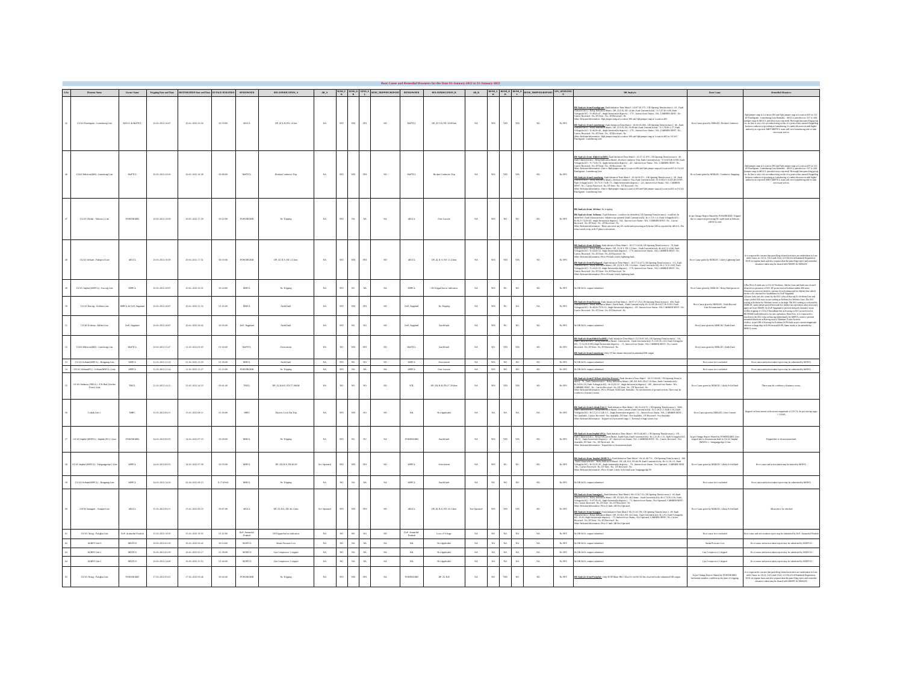# Root Cause and Remedial Measures for the Date 01-January-2022 to 31-January-2022

| S.No | Element Name | Owner Name | Tripping Date and Time | RESTORATION Date and Time | OUTAGE DURATION | SENDOWNER | RELAYINDICATION_A | AR_A | SEND_F_R | SEND_D_R | SEND_E_L | SEND_TRIPPINGREPORT | RENDOWNER | RELAYINDICATION_B | AR_B | REND_F_R | REND_D_R | REND_E_L | REND_TRIPPINGREPORT | SPS_OPERATION | DR Analysis | Root Cause | Remedial Measures |
|---|---|---|---|---|---|---|---|---|---|---|---|---|---|---|---|---|---|---|---|---|---|---|---|
| 45 | 132 kV Panchgram - Lumshnong Line | AEGCL & MePTCL | 20-01-2022 10:07 | 20-01-2022 21:28 | 11:21:00 | AEGCL | DP, Z1 Y-E, FD: 14 km | NA | YES | YES | YES | NO | MePTCL | DP, Z1 Y-E, FD: 20.93 km | NA | YES | YES | YES | NO | No SPS | DR Analysis from Panchgram: ... DR Analysis from Lumshnong: ... | Root Cause given by NERLDC: Broken Conductor | ... |
| 46 | 132kV Khliehriat(ME) - Lumshnong Line | MePTCL | 20-01-2022 10:30 | 20-01-2022 16:38 | 06:08:00 | MePTCL | Broken Conductor Trip | NA | YES | YES | YES | NO | MePTCL | Broken Conductor Trip | NA | YES | YES | YES | NO | No SPS | DR Analysis from Khliehriat(ME): ... DR Analysis from Lumshnong: ... | Root Cause given by NERLDC: Conductor Snapping | ... |
| 47 | 132 kV Silchar - Srikona 2 Line | POWERGRID | 20-01-2022 16:59 | 20-01-2022 17:29 | 00:22:00 | POWERGRID | No Tripping | NA | YES | NA | NA | NA | AEGCL | Over Current | NA | YES | NO | NO | NO | No SPS | DR Analysis from Silchar: No tripping. DR Analysis from Srikona: ... | As per Outage Report Shared by POWERGRID: Tripped due to ... fault at Srikona (AEGCL) end | |
| 48 | 132 kV Srikona - Pailapool Line | AEGCL | 20-01-2022 16:59 | 20-01-2022 17:31 | 00:32:00 | POWERGRID | DP, Z1, R-Y, FD: 2.2 kms | NA | YES | YES | YES | NO | AEGCL | DP, Z1, R-Y, FD: 11.4 kms | NA | YES | YES | YES | NO | No SPS | DR Analysis from Srikona: ... DR Analysis from Pailapool: ... | Root Cause given by NERLDC: Likely Lightning fault | It is requested to concerned that patrolling of ... |
| 49 | 132 kV Imphal (MSPCL) - Karong Line | MSPCL | 20-01-2022 20:07 | 20-01-2022 20:31 | 00:24:00 | MSPCL | No Tripping | NA | YES | NA | NA | NA | MSPCL | CB Tripped but no indication | NA | YES | NO | NA | NO | No SPS | No DR/EL outputs submitted | Root Cause given by NERLDC: Relay Maloperation | ... |
| 50 | 132 kV Karong - Kohima Line | MSPCL & DoP, Nagaland | 20-01-2022 20:07 | 20-01-2022 21:32 | 01:25:00 | MSPCL | Earth Fault | NA | YES | YES | YES | NO | DoP, Nagaland | No Tripping | NA | YES | NO | NA | NO | No SPS | DR Analysis from Karong: ... | Root Cause given by NERLDC: Earth Fault Beyond Line ... | |
| 51 | 132 kV Kohima - Meluri Line | DoP, Nagaland | 20-01-2022 20:07 | 20-01-2022 20:42 | 00:35:00 | DoP, Nagaland | Earth Fault | NA | YES | NO | NO | NO | DoP, Nagaland | Earth Fault | NA | YES | NO | NO | NO | No SPS | No DR/EL outputs submitted | Root Cause given by NERLDC: Earth Fault | |
| 52 | 132kV Khliehriat(ME) - Lumshnong Line | MePTCL | 20-01-2022 23:47 | 21-01-2022 01:03 | 01:16:00 | MePTCL | Overcurrent | NA | NO | YES | YES | NO | MePTCL | Earth fault | NA | NO | YES | YES | NO | No SPS | DR Analysis from Khliehriat(ME): ... DR Analysis from Lumshnong: ... | Root Cause given by NERLDC: Earth Fault | |
| 53 | 132 kV Yurembam(MSPCL) - Rengpang Line | MSPCL | 21-01-2022 11:14 | 21-01-2022 15:50 | 01:38:00 | MSPCL | Earth Fault | NA | YES | NO | NO | YES | MSPCL | Overcurrent | NA | YES | NO | NO | NO | No SPS | No DR/EL outputs submitted | Root cause not concluded | Root cause and action taken report may be submitted by MSPCL. |
| 54 | 132 kV Yurembam(PG) - Yurembam(MSPCL) 2 Line | MSPCL | 21-01-2022 11:14 | 21-01-2022 15:37 | 01:23:00 | POWERGRID | No Tripping | NA | YES | NA | NA | NA | MSPCL | Over Current | NA | YES | NO | NO | NO | No SPS | No DR/EL outputs submitted | Root cause not concluded | Root cause and action taken report may be submitted by MSPCL. |
| 55 | 132 kV Ambassa (TSECL) - P K Bari (Northe Power) Line | TSECL | 22-01-2022 14:12 | 22-01-2022 14:55 | 00:43:00 | TSECL | DP, Z1, B-N, FD:27.300M | NA | NO | YES | YES | NO | NTL | DP, Z1, B-N, FD:27.29 kms | NA | NO | YES | YES | NO | No SPS | DR Analysis from P K Bari (Northe Power): ... | Root Cause given by NERLDC: Likely Solid fault | There may be conductor clearance issues. |
| 56 | Loktak Unit-1 | NHPC | 23-01-2022 00:12 | 23-01-2022 00:31 | 01:18:00 | NHPC | Electric Lock Out Trip | NA | YES | YES | NO | NO | NIL | Not Applicable | NA | NA | NA | NA | NA | No SPS | DR Analysis from Loktak Unit-1: ... | Root Cause given by NERLDC: Over Current | Tripped on Overcurrent with current magnitude of 1357A. As per setting stage 1 1250A. |
| 57 | 132 kV Imphal (MSPCL) - Imphal (PG) 1 Line | POWERGRID | 24-01-2022 06:55 | 24-01-2022 07:23 | 00:28:00 | MSPCL | No Tripping | NA | YES | NO | NO | NO | POWERGRID | Earth Fault | NA | YES | YES | YES | NO | No SPS | DR Analysis from Imphal (PG): ... | As per Outage Report Shared by POWERGRID: Line tripped due to downstream fault in 132 kV Imphal (MSPCL) - Yaingangpokpi 2 Line | Tripped due to downstream fault. |
| 58 | 132 kV Imphal (MSPCL) - Yaingangpokpi 2 Line | MSPCL | 24-01-2022 06:55 | 24-01-2022 07:50 | 00:55:00 | MSPCL | DP, Z1, R-E, FD:46.99 | Not Operated | YES | YES | YES | NO | MSPCL | Overcurrent | NA | YES | NO | NO | NO | No SPS | DR Analysis from Imphal (MSPCL): ... | Root Cause given by NERLDC: Likely Solid fault | Root cause and action taken report may be shared by MSPCL. |
| 59 | 132 kV Yurembam(MSPCL) - Rengpang Line | MSPCL | 24-01-2022 14:33 | 02-02-2022 08:13 | 8.17:40:00 | MSPCL | No Tripping | NA | NA | NA | NA | NA | MSPCL | Earth Fault | NA | NO | NO | NO | NO | No SPS | No DR/EL outputs submitted | Root cause not concluded | Root cause and action taken report may be submitted by MSPCL. |
| 60 | 220 kV Samaguri - Sonapur Line | AEGCL | 25-01-2022 05:22 | 25-01-2022 06:22 | 00:47:00 | AEGCL | DP, Z1, B-E, FD: 46.1 kms | Not Operated | YES | YES | YES | NO | AEGCL | DP, Z1, B-E, FD: 23.3 kms | Not Operated | YES | YES | YES | NO | No SPS | DR Analysis from Samaguri: ... DR Analysis from Sonapur: ... | Root Cause given by NERLDC: Likely Solid fault | AR needs to be checked. |
| 61 | 132 kV Along - Pasighat Line | DoP, Arunachal Pradesh | 25-01-2022 19:10 | 25-01-2022 19:32 | 01:22:00 | DoP, Arunachal Pradesh | CB Tripped but no indication | NA | NO | NO | NO | NO | DoP, Arunachal Pradesh | Loss of Voltage | NA | NO | NA | NA | NA | No SPS | No DR/EL outputs submitted | Root cause not concluded | Root cause and action taken report may be submitted by DoP, Arunachal Pradesh |
| 62 | AGBPP Unit 6 | NEEPCO | 26-01-2022 02:49 | 26-01-2022 02:44 | 00:14:00 | NEEPCO | Steam Pressure Low | NA | NO | NA | NA | NA | NIL | Not Applicable | NA | NA | NA | NA | NA | No SPS | No DR/EL outputs submitted | Steam Pressure Low | Root cause and action taken report may be submitted by NEEPCO |
| 63 | AGBPP Unit 2 | NEEPCO | 26-01-2022 03:39 | 26-01-2022 05:17 | 01:38:00 | NEEPCO | Gas Compressor 1 tripped | NA | NO | NA | NA | NA | NIL | Not Applicable | NA | NA | NA | NA | NA | No SPS | No DR/EL outputs submitted | Gas Compressor 1 tripped | Root cause and action taken report may be submitted by NEEPCO |
| 64 | AGBPP Unit 2 | NEEPCO | 26-01-2022 14:49 | 26-01-2022 15:33 | 00:44:00 | NEEPCO | Gas Compressor 1 tripped | NA | NO | NA | NA | NA | NIL | Not Applicable | NA | NA | NA | NA | NA | No SPS | No DR/EL outputs submitted | Gas Compressor 1 tripped | Root cause and action taken report may be submitted by NEEPCO |
| 65 | 132 kV Along - Pasighat Line | POWERGRID | 27-01-2022 03:01 | 27-01-2022 05:48 | 02:45:00 | POWERGRID | No Tripping | NA | YES | YES | YES | NO | POWERGRID | DP, Z1, R-N | NA | YES | NO | NO | NO | No SPS | DR Analysis from Pasighat: Only SOTF Main TRC CB ... observed in the submitted DR output | As per Outage Report Shared by POWERGRID: Inclement weather condition at the time of tripping | It is requested to concerned that patrolling of ... |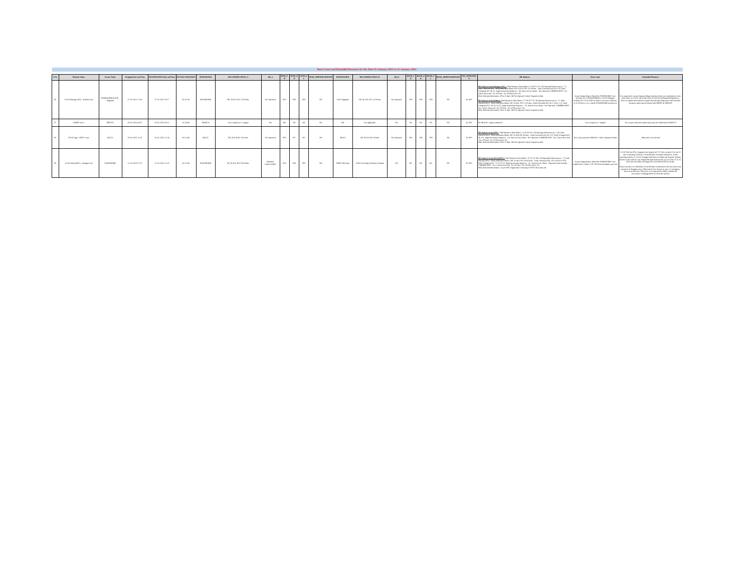**Root Cause and Remedial Measures for the Date 01-January-2022 to 31-January-2022**

| S.No | Element Name | Owner Name | Tripping Date and Time | RESTORATION Date and Time | OUTAGE DURATION | SENDOWNER | RELAYINDICATION_A | AR_A | SEND_FIR_A | SEND_DR_A | SEND_EL_A | SEND_TRIPPINGREPORT | RENDOWNER | RELAYINDICATION_B | AR_B | REND_FIR_B | REND_DR_B | REND_EL_B | REND_TRIPPINGREPORT | SPS_OPERATION | DR Analysis | Root Cause | Remedial Measures |
|---|---|---|---|---|---|---|---|---|---|---|---|---|---|---|---|---|---|---|---|---|---|---|---|
| 66 | 132 kV Dimapur (PG) - Kohima Line | POWERGRID & DoP, Nagaland | 27-01-2022 17:44 | 27-01-2022 18:17 | 00:33:00 | POWERGRID | DP, Z1,R-E, FD: 35.29 kms | Not Operated | YES | YES | YES | NO | DoP, Nagaland | DP, Z1,R-E, FD: 21.59 kms | Not Operated | YES | YES | YES | NO | No SPS | **DR Analysis from Dimapur (PG) :** Fault Initiation Time Main1 (17:44:01.773), CB Opening Time(in msec) : 73, Fault Characteristics : Relay Indication Main1: DP, Z1,R-E, FD: 35.29 kms, Fault Current(in kA): IR=1.93, Fault Voltage(in kV): IR=55, Angle between(in degrees) : -49, Autoreclose Status : Not Operated, CARRIER SENT : No, Carrier Received : No, DT Sent : No, DT Received : No Other Relevant Information (Prior if fault: AR Not Operated. Likely Vegetation fault. **DR Analysis from Kohima :** Fault Initiation Time Main1 (17:44:01.774), CB Opening Time(in msec) : 71, Fault Characteristics : Relay Indication Main1: DP, Z1,R-E, FD: 21.59 kms, Fault Current(in kA): IR=1.14,IY=1.13, Fault Voltage(in kV): IR=34, IY=55, Angle between(in degrees) : -35, Autoreclose Status : Not Operated, CARRIER SENT : No, Carrier Received : No, DT Sent : No, DT Received : No Other Relevant Information (Prior if fault: AR Not Operated. Likely Vegetation fault. | As per Outage Report Shared by POWERGRID: Line jurisdiction of POWERGRID in 132 kV Dimapur-Kohima 35.6 to 8.167 KM. As fault occurred at a distance of 35.29 Kms so it is outside POWERGRID jurisdiction. | It is requested to ensure that patrolling related activities are undertaken in Line with Clause no 19 (3), 23(1) and 23(4) of CEA (Grid Standard) Regulation, 2010 on regular basis and also request that the patrolling report and remedial measures taken may be shared with NERPC & NERLDC |
| 67 | AGBPP Unit-1 | NEEPCO | 29-01-2022 06:47 | 29-01-2022 09:13 | 02:26:00 | NEEPCO | Gas Compressor 1 tripped | NA | NO | NA | NA | NA | NIL | Not Applicable | NA | NA | NA | NA | NA | No SPS | No DR & EL outputs submitted | Gas Compressor-1 tripped | Root cause and action taken report may be submitted by NEEPCO |
| 68 | 220 kV Agia - BTPS 1 Line | AEGCL | 29-01-2022 13:44 | 29-01-2022 13:56 | 00:12:00 | AEGCL | DP, Z1,R-E,FD: 30.1 kms | Not Operated | YES | NO | NO | NO | AEGCL | DP, Z1,R-E,FD: 69 kms | Not Operated | YES | YES | YES | NO | No SPS | **DR Analysis from BTPS :** Fault Initiation Time Main1 (13:44:00.223), CB Opening Time(in msec) : 136, Fault Characteristics : Relay Indication Main1: DP, Z1,R-E, FD: 69 kms, Fault Current(in kA): IR=1.97, Fault Voltage(in kV): IR=111, Angle between(in degrees) : -24, Autoreclose Status : Not Operated, CARRIER SENT : No, Carrier Received : No, DT Sent : No, DT Received : No Other Relevant Information (Prior if fault: AR Not Operated. Likely Vegetation fault. | Root Cause given by NERLDC: Likely Vegetation Fault | AR needs to be checked |
| 69 | 132 kV Melriat(PG) - Zuangtui Line | POWERGRID | 31-01-2022 07:32 | 31-01-2022 15:47 | 08:15:00 | POWERGRID | DP, Z1, R-E, FD: 0.934 kms | Operated Unsuccessfully | YES | YES | YES | NO | P&ED, Mizoram | 132kV incoming CB burnt at Zuangtui | NA | NO | NO | NO | NO | No SPS | **DR Analysis from Melriat(PG) :** Fault Initiation Time Main1 (07:31:52.960), CB Opening Time(in msec) : 71, Fault Characteristics : Relay Indication Main1: DP, Z1, R-E, FD: 0.934 Kms , Fault Current(in kA): IR=2.979,IY=2.979, Fault Voltage(in kV): IY=29.75, Angle between(in degrees) : -61, Autoreclose Status : Operated Unsuccessfully, CARRIER SENT : Yes, Carrier Received : No, DT Sent : No, DT Received : No Other Relevant Information : As per FIR, Tripped due to bursting of R-Ph CB at Zuangtui end | As per Outage Report Shared by POWERGRID: Line tripped due to failure of R-Ph CB at Zemabawk/Zuangtui end. | 132 kV Melriat (PG)- Zuangtui Line tripped at 07:32 Hrs on dated 31st Jan'22 due to bursting of R-Pole Circuit Breaker at Zuangtui Substation. At the switching scheme of 132 kV Zuangtui Sub-Station is Main and Transfer Scheme, therefore the said line was charged through Transfer Bus at 15:47 Hrs of 31.01.2022 and presently carrying power from Melriat (PG) till date. Early restoration of Main Bay Circuit Breaker would ensure the safe and secure operation of Zuangtui area of Mizoram Power System in case of contingency arises in another bay. Therefore, it is requested to kindly expedite the restoration of damaged R-Pole CB at the earliest. |